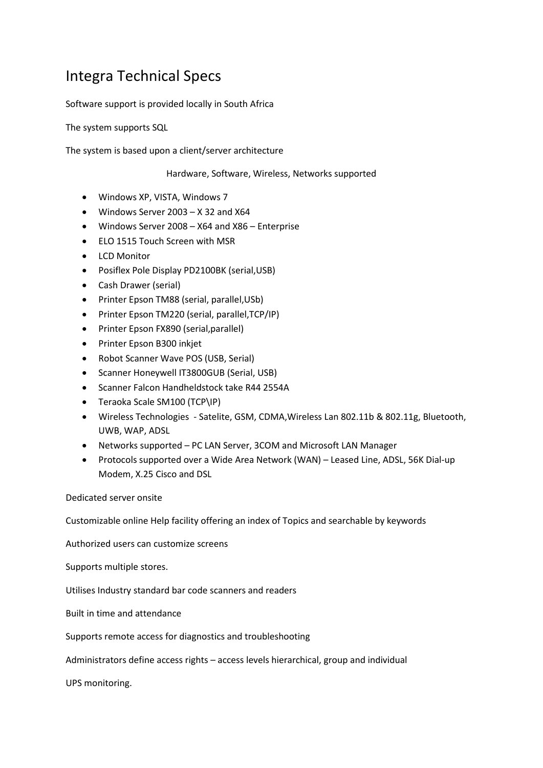# Integra Technical Specs

Software support is provided locally in South Africa

The system supports SQL

The system is based upon a client/server architecture

Hardware, Software, Wireless, Networks supported

- Windows XP, VISTA, Windows 7
- Windows Server 2003 – X 32 and X64
- Windows Server 2008 – X64 and X86 – Enterprise
- ELO 1515 Touch Screen with MSR
- LCD Monitor
- Posiflex Pole Display PD2100BK (serial,USB)
- Cash Drawer (serial)
- Printer Epson TM88 (serial, parallel,USb)
- Printer Epson TM220 (serial, parallel,TCP/IP)
- Printer Epson FX890 (serial,parallel)
- Printer Epson B300 inkjet
- Robot Scanner Wave POS (USB, Serial)
- Scanner Honeywell IT3800GUB (Serial, USB)
- Scanner Falcon Handheldstock take R44 2554A
- Teraoka Scale SM100 (TCP\IP)
- Wireless Technologies - Satelite, GSM, CDMA,Wireless Lan 802.11b & 802.11g, Bluetooth, UWB, WAP, ADSL
- Networks supported – PC LAN Server, 3COM and Microsoft LAN Manager
- Protocols supported over a Wide Area Network (WAN) – Leased Line, ADSL, 56K Dial-up Modem, X.25 Cisco and DSL

Dedicated server onsite

Customizable online Help facility offering an index of Topics and searchable by keywords

Authorized users can customize screens

Supports multiple stores.

Utilises Industry standard bar code scanners and readers

Built in time and attendance

Supports remote access for diagnostics and troubleshooting

Administrators define access rights – access levels hierarchical, group and individual

UPS monitoring.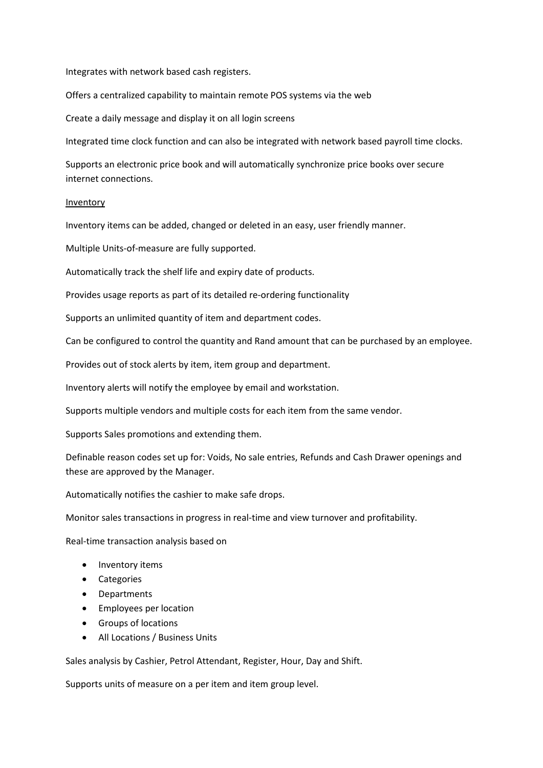Integrates with network based cash registers.

Offers a centralized capability to maintain remote POS systems via the web

Create a daily message and display it on all login screens

Integrated time clock function and can also be integrated with network based payroll time clocks.

Supports an electronic price book and will automatically synchronize price books over secure internet connections.

<u>Inventory</u>

Inventory items can be added, changed or deleted in an easy, user friendly manner.

Multiple Units-of-measure are fully supported.

Automatically track the shelf life and expiry date of products.

Provides usage reports as part of its detailed re-ordering functionality

Supports an unlimited quantity of item and department codes.

Can be configured to control the quantity and Rand amount that can be purchased by an employee.

Provides out of stock alerts by item, item group and department.

Inventory alerts will notify the employee by email and workstation.

Supports multiple vendors and multiple costs for each item from the same vendor.

Supports Sales promotions and extending them.

Definable reason codes set up for: Voids, No sale entries, Refunds and Cash Drawer openings and these are approved by the Manager.

Automatically notifies the cashier to make safe drops.

Monitor sales transactions in progress in real-time and view turnover and profitability.

Real-time transaction analysis based on

- Inventory items
- Categories
- Departments
- Employees per location
- Groups of locations
- All Locations / Business Units

Sales analysis by Cashier, Petrol Attendant, Register, Hour, Day and Shift.

Supports units of measure on a per item and item group level.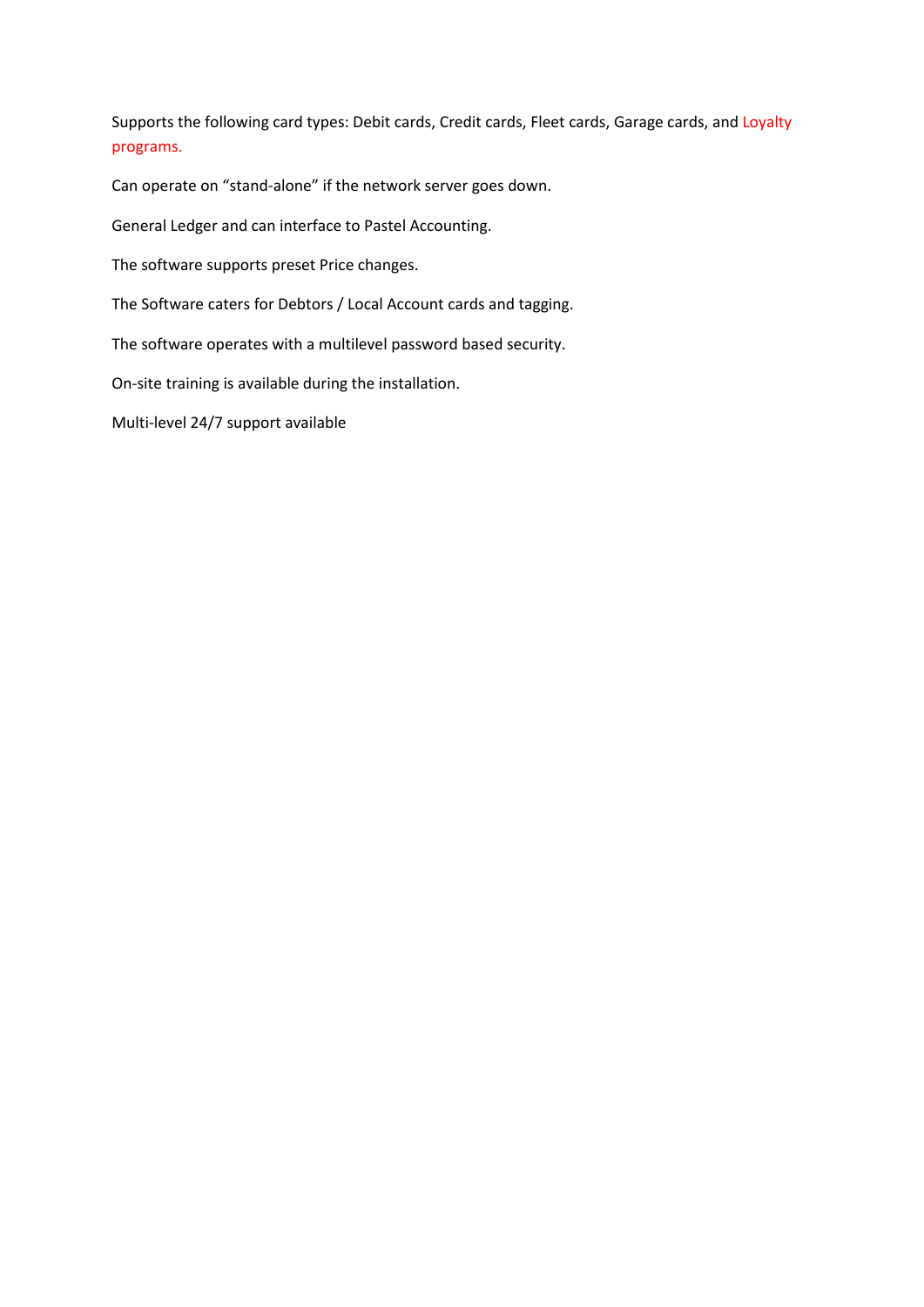Supports the following card types: Debit cards, Credit cards, Fleet cards, Garage cards, and Loyalty programs.

Can operate on “stand-alone” if the network server goes down.

General Ledger and can interface to Pastel Accounting.

The software supports preset Price changes.

The Software caters for Debtors / Local Account cards and tagging.

The software operates with a multilevel password based security.

On-site training is available during the installation.

Multi-level 24/7 support available